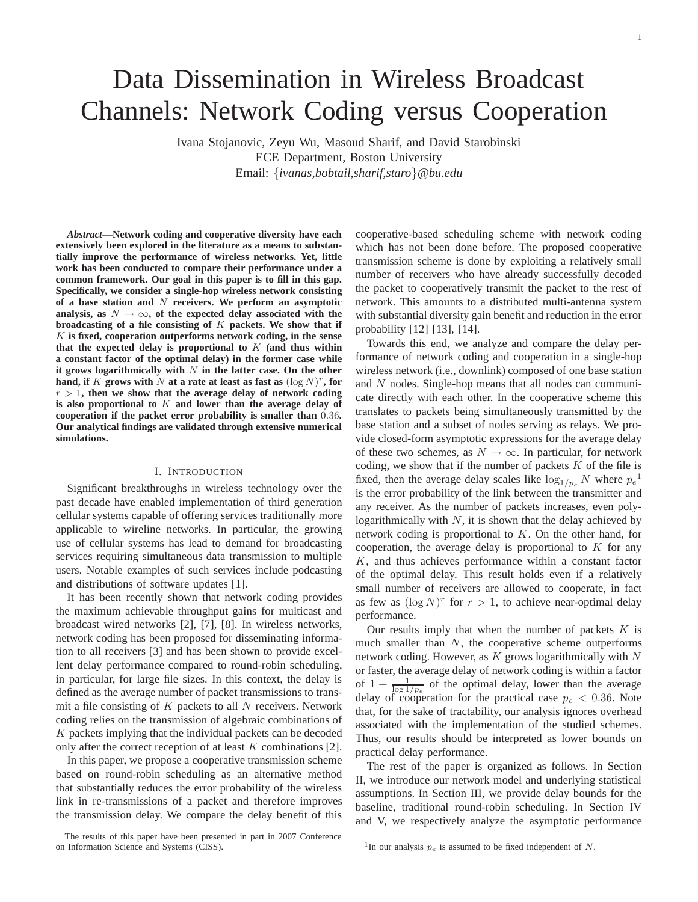# Data Dissemination in Wireless Broadcast Channels: Network Coding versus Cooperation

Ivana Stojanovic, Zeyu Wu, Masoud Sharif, and David Starobinski
ECE Department, Boston University
Email: {*ivanas,bobtail,sharif,staro*}*@bu.edu*

***Abstract*—Network coding and cooperative diversity have each extensively been explored in the literature as a means to substantially improve the performance of wireless networks. Yet, little work has been conducted to compare their performance under a common framework. Our goal in this paper is to fill in this gap. Specifically, we consider a single-hop wireless network consisting of a base station and $N$ receivers. We perform an asymptotic analysis, as $N \to \infty$, of the expected delay associated with the broadcasting of a file consisting of $K$ packets. We show that if $K$ is fixed, cooperation outperforms network coding, in the sense that the expected delay is proportional to $K$ (and thus within a constant factor of the optimal delay) in the former case while it grows logarithmically with $N$ in the latter case. On the other hand, if $K$ grows with $N$ at a rate at least as fast as $(\log N)^r$, for $r > 1$, then we show that the average delay of network coding is also proportional to $K$ and lower than the average delay of cooperation if the packet error probability is smaller than $0.36$. Our analytical findings are validated through extensive numerical simulations.**

## I. Introduction

Significant breakthroughs in wireless technology over the past decade have enabled implementation of third generation cellular systems capable of offering services traditionally more applicable to wireline networks. In particular, the growing use of cellular systems has lead to demand for broadcasting services requiring simultaneous data transmission to multiple users. Notable examples of such services include podcasting and distributions of software updates [1].

It has been recently shown that network coding provides the maximum achievable throughput gains for multicast and broadcast wired networks [2], [7], [8]. In wireless networks, network coding has been proposed for disseminating information to all receivers [3] and has been shown to provide excellent delay performance compared to round-robin scheduling, in particular, for large file sizes. In this context, the delay is defined as the average number of packet transmissions to transmit a file consisting of $K$ packets to all $N$ receivers. Network coding relies on the transmission of algebraic combinations of $K$ packets implying that the individual packets can be decoded only after the correct reception of at least $K$ combinations [2].

In this paper, we propose a cooperative transmission scheme based on round-robin scheduling as an alternative method that substantially reduces the error probability of the wireless link in re-transmissions of a packet and therefore improves the transmission delay. We compare the delay benefit of this cooperative-based scheduling scheme with network coding which has not been done before. The proposed cooperative transmission scheme is done by exploiting a relatively small number of receivers who have already successfully decoded the packet to cooperatively transmit the packet to the rest of network. This amounts to a distributed multi-antenna system with substantial diversity gain benefit and reduction in the error probability [12] [13], [14].

Towards this end, we analyze and compare the delay performance of network coding and cooperation in a single-hop wireless network (i.e., downlink) composed of one base station and $N$ nodes. Single-hop means that all nodes can communicate directly with each other. In the cooperative scheme this translates to packets being simultaneously transmitted by the base station and a subset of nodes serving as relays. We provide closed-form asymptotic expressions for the average delay of these two schemes, as $N \to \infty$. In particular, for network coding, we show that if the number of packets $K$ of the file is fixed, then the average delay scales like $\log_{1/p_e} N$ where $p_e$[1] is the error probability of the link between the transmitter and any receiver. As the number of packets increases, even poly-logarithmically with $N$, it is shown that the delay achieved by network coding is proportional to $K$. On the other hand, for cooperation, the average delay is proportional to $K$ for any $K$, and thus achieves performance within a constant factor of the optimal delay. This result holds even if a relatively small number of receivers are allowed to cooperate, in fact as few as $(\log N)^r$ for $r > 1$, to achieve near-optimal delay performance.

Our results imply that when the number of packets $K$ is much smaller than $N$, the cooperative scheme outperforms network coding. However, as $K$ grows logarithmically with $N$ or faster, the average delay of network coding is within a factor of $1 + \frac{1}{\log 1/p_e}$ of the optimal delay, lower than the average delay of cooperation for the practical case $p_e < 0.36$. Note that, for the sake of tractability, our analysis ignores overhead associated with the implementation of the studied schemes. Thus, our results should be interpreted as lower bounds on practical delay performance.

The rest of the paper is organized as follows. In Section II, we introduce our network model and underlying statistical assumptions. In Section III, we provide delay bounds for the baseline, traditional round-robin scheduling. In Section IV and V, we respectively analyze the asymptotic performance

The results of this paper have been presented in part in 2007 Conference on Information Science and Systems (CISS).

[1] In our analysis $p_e$ is assumed to be fixed independent of $N$.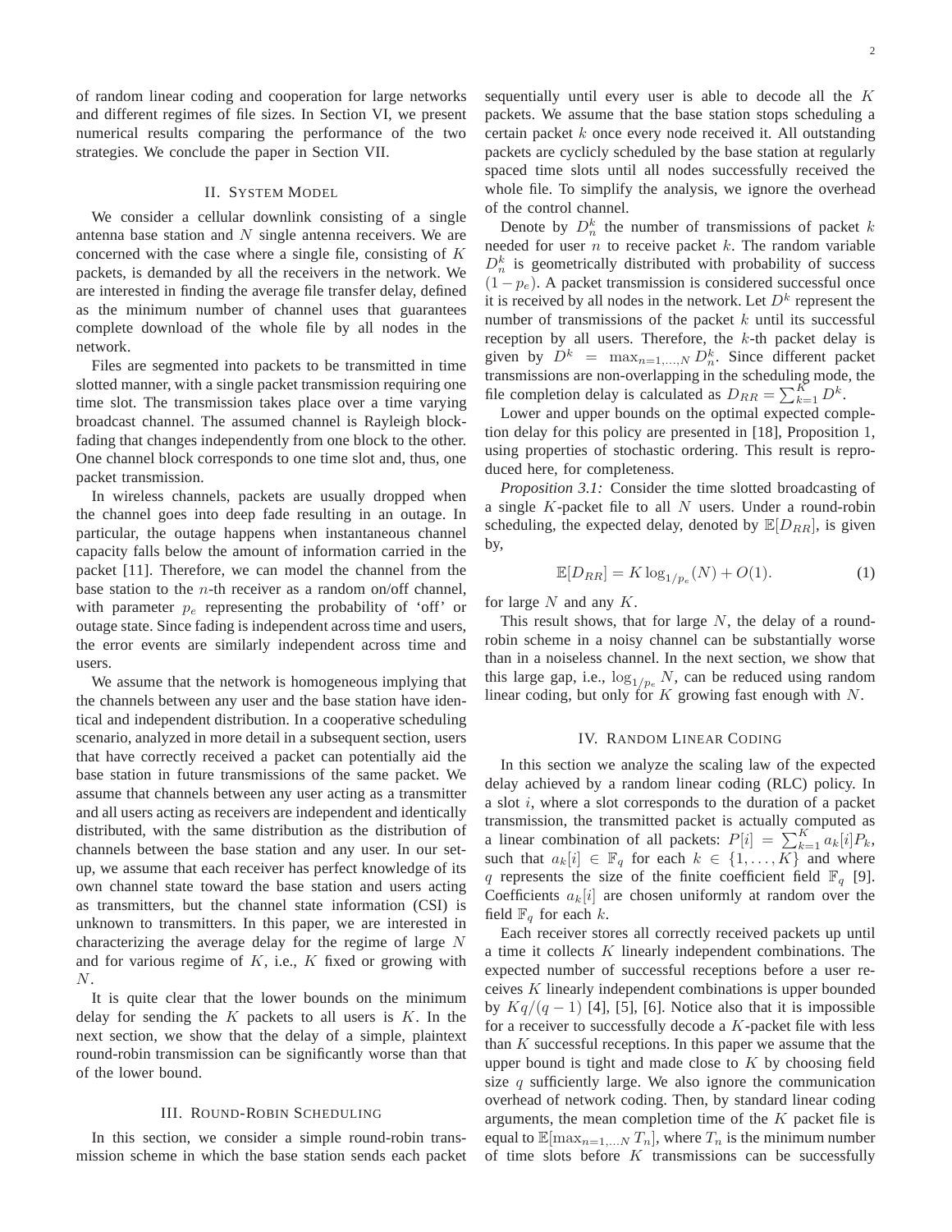of random linear coding and cooperation for large networks and different regimes of file sizes. In Section VI, we present numerical results comparing the performance of the two strategies. We conclude the paper in Section VII.

## II. System Model

We consider a cellular downlink consisting of a single antenna base station and $N$ single antenna receivers. We are concerned with the case where a single file, consisting of $K$ packets, is demanded by all the receivers in the network. We are interested in finding the average file transfer delay, defined as the minimum number of channel uses that guarantees complete download of the whole file by all nodes in the network.

Files are segmented into packets to be transmitted in time slotted manner, with a single packet transmission requiring one time slot. The transmission takes place over a time varying broadcast channel. The assumed channel is Rayleigh block-fading that changes independently from one block to the other. One channel block corresponds to one time slot and, thus, one packet transmission.

In wireless channels, packets are usually dropped when the channel goes into deep fade resulting in an outage. In particular, the outage happens when instantaneous channel capacity falls below the amount of information carried in the packet [11]. Therefore, we can model the channel from the base station to the $n$-th receiver as a random on/off channel, with parameter $p_e$ representing the probability of 'off' or outage state. Since fading is independent across time and users, the error events are similarly independent across time and users.

We assume that the network is homogeneous implying that the channels between any user and the base station have identical and independent distribution. In a cooperative scheduling scenario, analyzed in more detail in a subsequent section, users that have correctly received a packet can potentially aid the base station in future transmissions of the same packet. We assume that channels between any user acting as a transmitter and all users acting as receivers are independent and identically distributed, with the same distribution as the distribution of channels between the base station and any user. In our set-up, we assume that each receiver has perfect knowledge of its own channel state toward the base station and users acting as transmitters, but the channel state information (CSI) is unknown to transmitters. In this paper, we are interested in characterizing the average delay for the regime of large $N$ and for various regime of $K$, i.e., $K$ fixed or growing with $N$.

It is quite clear that the lower bounds on the minimum delay for sending the $K$ packets to all users is $K$. In the next section, we show that the delay of a simple, plaintext round-robin transmission can be significantly worse than that of the lower bound.

## III. Round-Robin Scheduling

In this section, we consider a simple round-robin transmission scheme in which the base station sends each packet sequentially until every user is able to decode all the $K$ packets. We assume that the base station stops scheduling a certain packet $k$ once every node received it. All outstanding packets are cyclicly scheduled by the base station at regularly spaced time slots until all nodes successfully received the whole file. To simplify the analysis, we ignore the overhead of the control channel.

Denote by $D_n^k$ the number of transmissions of packet $k$ needed for user $n$ to receive packet $k$. The random variable $D_n^k$ is geometrically distributed with probability of success $(1 - p_e)$. A packet transmission is considered successful once it is received by all nodes in the network. Let $D^k$ represent the number of transmissions of the packet $k$ until its successful reception by all users. Therefore, the $k$-th packet delay is given by $D^k = \max_{n=1,\ldots,N} D_n^k$. Since different packet transmissions are non-overlapping in the scheduling mode, the file completion delay is calculated as $D_{RR} = \sum_{k=1}^{K} D^k$.

Lower and upper bounds on the optimal expected completion delay for this policy are presented in [18], Proposition 1, using properties of stochastic ordering. This result is reproduced here, for completeness.

*Proposition 3.1:* Consider the time slotted broadcasting of a single $K$-packet file to all $N$ users. Under a round-robin scheduling, the expected delay, denoted by $\mathbb{E}[D_{RR}]$, is given by,

$$\mathbb{E}[D_{RR}] = K \log_{1/p_e}(N) + O(1). \tag{1}$$

for large $N$ and any $K$.

This result shows, that for large $N$, the delay of a round-robin scheme in a noisy channel can be substantially worse than in a noiseless channel. In the next section, we show that this large gap, i.e., $\log_{1/p_e} N$, can be reduced using random linear coding, but only for $K$ growing fast enough with $N$.

## IV. Random Linear Coding

In this section we analyze the scaling law of the expected delay achieved by a random linear coding (RLC) policy. In a slot $i$, where a slot corresponds to the duration of a packet transmission, the transmitted packet is actually computed as a linear combination of all packets: $P[i] = \sum_{k=1}^{K} a_k[i] P_k$, such that $a_k[i] \in \mathbb{F}_q$ for each $k \in \{1, \ldots, K\}$ and where $q$ represents the size of the finite coefficient field $\mathbb{F}_q$ [9]. Coefficients $a_k[i]$ are chosen uniformly at random over the field $\mathbb{F}_q$ for each $k$.

Each receiver stores all correctly received packets up until a time it collects $K$ linearly independent combinations. The expected number of successful receptions before a user receives $K$ linearly independent combinations is upper bounded by $Kq/(q-1)$ [4], [5], [6]. Notice also that it is impossible for a receiver to successfully decode a $K$-packet file with less than $K$ successful receptions. In this paper we assume that the upper bound is tight and made close to $K$ by choosing field size $q$ sufficiently large. We also ignore the communication overhead of network coding. Then, by standard linear coding arguments, the mean completion time of the $K$ packet file is equal to $\mathbb{E}[\max_{n=1,\ldots N} T_n]$, where $T_n$ is the minimum number of time slots before $K$ transmissions can be successfully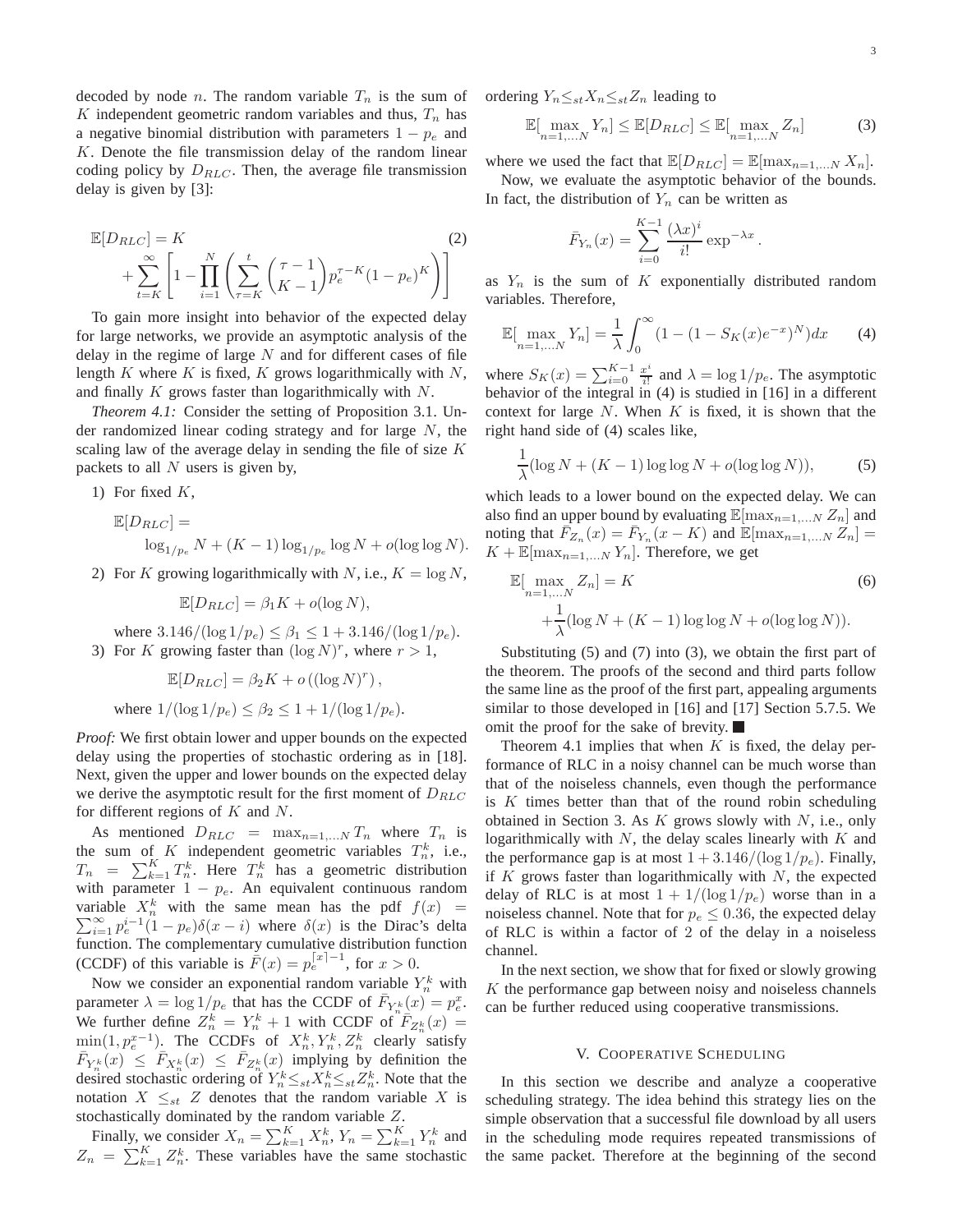decoded by node $n$. The random variable $T_n$ is the sum of $K$ independent geometric random variables and thus, $T_n$ has a negative binomial distribution with parameters $1 - p_e$ and $K$. Denote the file transmission delay of the random linear coding policy by $D_{RLC}$. Then, the average file transmission delay is given by [3]:

$$\mathbb{E}[D_{RLC}] = K + \sum_{t=K}^{\infty}\left[1 - \prod_{i=1}^{N}\left(\sum_{\tau=K}^{t}\binom{\tau-1}{K-1}p_e^{\tau-K}(1-p_e)^K\right)\right] \tag{2}$$

To gain more insight into behavior of the expected delay for large networks, we provide an asymptotic analysis of the delay in the regime of large $N$ and for different cases of file length $K$ where $K$ is fixed, $K$ grows logarithmically with $N$, and finally $K$ grows faster than logarithmically with $N$.

*Theorem 4.1:* Consider the setting of Proposition 3.1. Under randomized linear coding strategy and for large $N$, the scaling law of the average delay in sending the file of size $K$ packets to all $N$ users is given by,

1) For fixed $K$,

$$\mathbb{E}[D_{RLC}] = \log_{1/p_e} N + (K-1)\log_{1/p_e}\log N + o(\log\log N).$$

2) For $K$ growing logarithmically with $N$, i.e., $K = \log N$,

$$\mathbb{E}[D_{RLC}] = \beta_1 K + o(\log N),$$

where $3.146/(\log 1/p_e) \le \beta_1 \le 1 + 3.146/(\log 1/p_e)$.

3) For $K$ growing faster than $(\log N)^r$, where $r > 1$,

$$\mathbb{E}[D_{RLC}] = \beta_2 K + o\left((\log N)^r\right),$$

where $1/(\log 1/p_e) \le \beta_2 \le 1 + 1/(\log 1/p_e)$.

*Proof:* We first obtain lower and upper bounds on the expected delay using the properties of stochastic ordering as in [18]. Next, given the upper and lower bounds on the expected delay we derive the asymptotic result for the first moment of $D_{RLC}$ for different regions of $K$ and $N$.

As mentioned $D_{RLC} = \max_{n=1,\dots N} T_n$ where $T_n$ is the sum of $K$ independent geometric variables $T_n^k$, i.e., $T_n = \sum_{k=1}^{K} T_n^k$. Here $T_n^k$ has a geometric distribution with parameter $1 - p_e$. An equivalent continuous random variable $X_n^k$ with the same mean has the pdf $f(x) = \sum_{i=1}^{\infty} p_e^{i-1}(1-p_e)\delta(x-i)$ where $\delta(x)$ is the Dirac's delta function. The complementary cumulative distribution function (CCDF) of this variable is $\bar{F}(x) = p_e^{\lceil x \rceil - 1}$, for $x > 0$.

Now we consider an exponential random variable $Y_n^k$ with parameter $\lambda = \log 1/p_e$ that has the CCDF of $\bar{F}_{Y_n^k}(x) = p_e^x$. We further define $Z_n^k = Y_n^k + 1$ with CCDF of $\bar{F}_{Z_n^k}(x) = \min(1, p_e^{x-1})$. The CCDFs of $X_n^k, Y_n^k, Z_n^k$ clearly satisfy $\bar{F}_{Y_n^k}(x) \le \bar{F}_{X_n^k}(x) \le \bar{F}_{Z_n^k}(x)$ implying by definition the desired stochastic ordering of $Y_n^k \le_{st} X_n^k \le_{st} Z_n^k$. Note that the notation $X \le_{st} Z$ denotes that the random variable $X$ is stochastically dominated by the random variable $Z$.

Finally, we consider $X_n = \sum_{k=1}^{K} X_n^k$, $Y_n = \sum_{k=1}^{K} Y_n^k$ and $Z_n = \sum_{k=1}^{K} Z_n^k$. These variables have the same stochastic ordering $Y_n \le_{st} X_n \le_{st} Z_n$ leading to

$$\mathbb{E}[\max_{n=1,\dots N} Y_n] \le \mathbb{E}[D_{RLC}] \le \mathbb{E}[\max_{n=1,\dots N} Z_n] \tag{3}$$

where we used the fact that $\mathbb{E}[D_{RLC}] = \mathbb{E}[\max_{n=1,\dots N} X_n]$.

Now, we evaluate the asymptotic behavior of the bounds. In fact, the distribution of $Y_n$ can be written as

$$\bar{F}_{Y_n}(x) = \sum_{i=0}^{K-1}\frac{(\lambda x)^i}{i!}\exp^{-\lambda x}.$$

as $Y_n$ is the sum of $K$ exponentially distributed random variables. Therefore,

$$\mathbb{E}[\max_{n=1,\dots N} Y_n] = \frac{1}{\lambda}\int_0^{\infty}(1 - (1 - S_K(x)e^{-x})^N)dx \tag{4}$$

where $S_K(x) = \sum_{i=0}^{K-1}\frac{x^i}{i!}$ and $\lambda = \log 1/p_e$. The asymptotic behavior of the integral in (4) is studied in [16] in a different context for large $N$. When $K$ is fixed, it is shown that the right hand side of (4) scales like,

$$\frac{1}{\lambda}(\log N + (K-1)\log\log N + o(\log\log N)), \tag{5}$$

which leads to a lower bound on the expected delay. We can also find an upper bound by evaluating $\mathbb{E}[\max_{n=1,\dots N} Z_n]$ and noting that $\bar{F}_{Z_n}(x) = \bar{F}_{Y_n}(x - K)$ and $\mathbb{E}[\max_{n=1,\dots N} Z_n] = K + \mathbb{E}[\max_{n=1,\dots N} Y_n]$. Therefore, we get

$$\mathbb{E}[\max_{n=1,\dots N} Z_n] = K + \frac{1}{\lambda}(\log N + (K-1)\log\log N + o(\log\log N)). \tag{6}$$

Substituting (5) and (7) into (3), we obtain the first part of the theorem. The proofs of the second and third parts follow the same line as the proof of the first part, appealing arguments similar to those developed in [16] and [17] Section 5.7.5. We omit the proof for the sake of brevity. ∎

Theorem 4.1 implies that when $K$ is fixed, the delay performance of RLC in a noisy channel can be much worse than that of the noiseless channels, even though the performance is $K$ times better than that of the round robin scheduling obtained in Section 3. As $K$ grows slowly with $N$, i.e., only logarithmically with $N$, the delay scales linearly with $K$ and the performance gap is at most $1 + 3.146/(\log 1/p_e)$. Finally, if $K$ grows faster than logarithmically with $N$, the expected delay of RLC is at most $1 + 1/(\log 1/p_e)$ worse than in a noiseless channel. Note that for $p_e \le 0.36$, the expected delay of RLC is within a factor of 2 of the delay in a noiseless channel.

In the next section, we show that for fixed or slowly growing $K$ the performance gap between noisy and noiseless channels can be further reduced using cooperative transmissions.

## V. Cooperative Scheduling

In this section we describe and analyze a cooperative scheduling strategy. The idea behind this strategy lies on the simple observation that a successful file download by all users in the scheduling mode requires repeated transmissions of the same packet. Therefore at the beginning of the second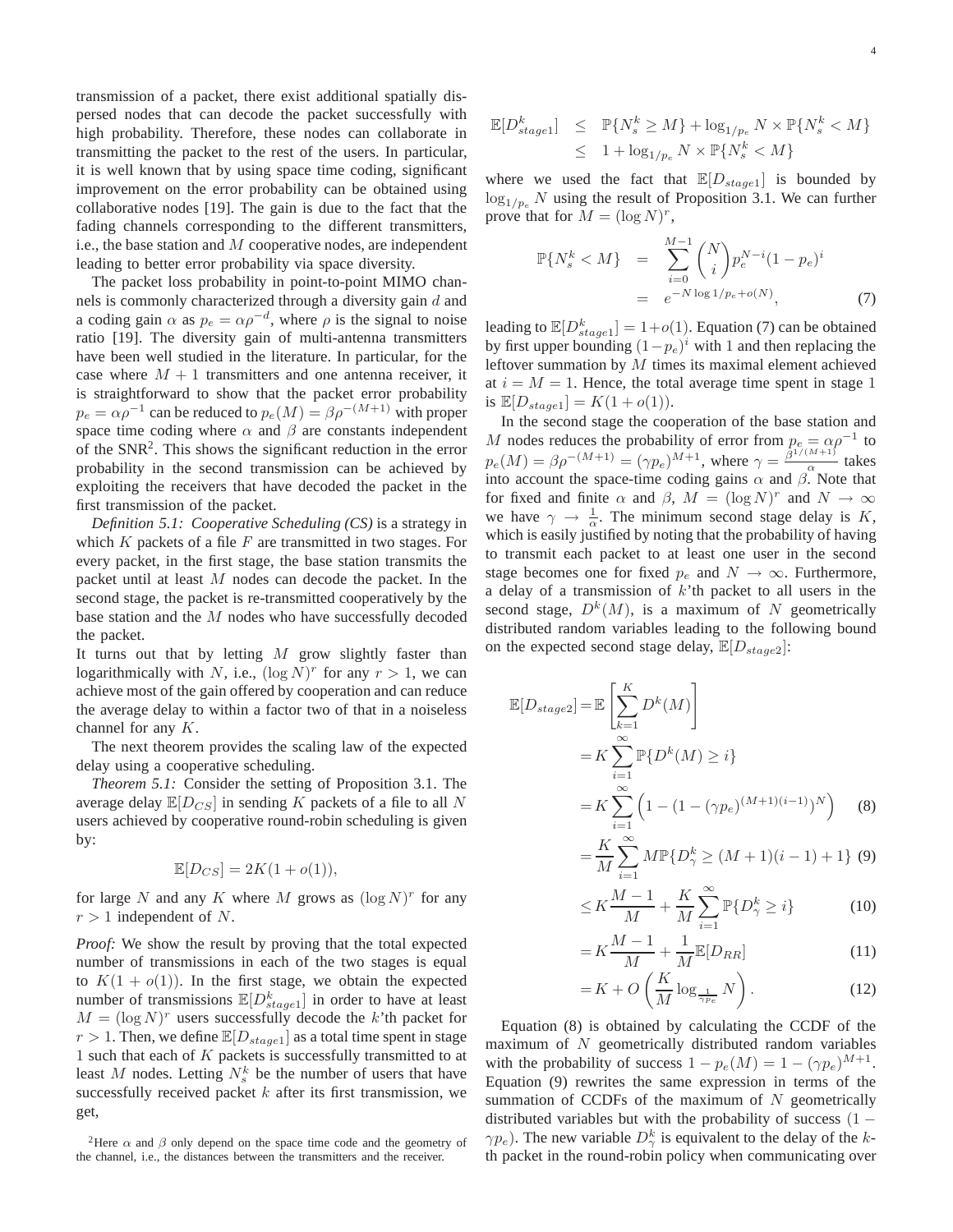transmission of a packet, there exist additional spatially dispersed nodes that can decode the packet successfully with high probability. Therefore, these nodes can collaborate in transmitting the packet to the rest of the users. In particular, it is well known that by using space time coding, significant improvement on the error probability can be obtained using collaborative nodes [19]. The gain is due to the fact that the fading channels corresponding to the different transmitters, i.e., the base station and $M$ cooperative nodes, are independent leading to better error probability via space diversity.

The packet loss probability in point-to-point MIMO channels is commonly characterized through a diversity gain $d$ and a coding gain $\alpha$ as $p_e = \alpha\rho^{-d}$, where $\rho$ is the signal to noise ratio [19]. The diversity gain of multi-antenna transmitters have been well studied in the literature. In particular, for the case where $M+1$ transmitters and one antenna receiver, it is straightforward to show that the packet error probability $p_e = \alpha\rho^{-1}$ can be reduced to $p_e(M) = \beta\rho^{-(M+1)}$ with proper space time coding where $\alpha$ and $\beta$ are constants independent of the SNR[2]. This shows the significant reduction in the error probability in the second transmission can be achieved by exploiting the receivers that have decoded the packet in the first transmission of the packet.

*Definition 5.1: Cooperative Scheduling (CS)* is a strategy in which $K$ packets of a file $F$ are transmitted in two stages. For every packet, in the first stage, the base station transmits the packet until at least $M$ nodes can decode the packet. In the second stage, the packet is re-transmitted cooperatively by the base station and the $M$ nodes who have successfully decoded the packet.

It turns out that by letting $M$ grow slightly faster than logarithmically with $N$, i.e., $(\log N)^r$ for any $r > 1$, we can achieve most of the gain offered by cooperation and can reduce the average delay to within a factor two of that in a noiseless channel for any $K$.

The next theorem provides the scaling law of the expected delay using a cooperative scheduling.

*Theorem 5.1:* Consider the setting of Proposition 3.1. The average delay $\mathbb{E}[D_{CS}]$ in sending $K$ packets of a file to all $N$ users achieved by cooperative round-robin scheduling is given by:

$$\mathbb{E}[D_{CS}] = 2K(1 + o(1)),$$

for large $N$ and any $K$ where $M$ grows as $(\log N)^r$ for any $r > 1$ independent of $N$.

*Proof:* We show the result by proving that the total expected number of transmissions in each of the two stages is equal to $K(1 + o(1))$. In the first stage, we obtain the expected number of transmissions $\mathbb{E}[D^k_{stage1}]$ in order to have at least $M = (\log N)^r$ users successfully decode the $k$'th packet for $r > 1$. Then, we define $\mathbb{E}[D_{stage1}]$ as a total time spent in stage 1 such that each of $K$ packets is successfully transmitted to at least $M$ nodes. Letting $N^k_s$ be the number of users that have successfully received packet $k$ after its first transmission, we get,

$$\begin{aligned}
\mathbb{E}[D^k_{stage1}] &\leq \mathbb{P}\{N^k_s \geq M\} + \log_{1/p_e} N \times \mathbb{P}\{N^k_s < M\} \\
&\leq 1 + \log_{1/p_e} N \times \mathbb{P}\{N^k_s < M\}
\end{aligned}$$

where we used the fact that $\mathbb{E}[D_{stage1}]$ is bounded by $\log_{1/p_e} N$ using the result of Proposition 3.1. We can further prove that for $M = (\log N)^r$,

$$\begin{aligned}
\mathbb{P}\{N^k_s < M\} &= \sum_{i=0}^{M-1} \binom{N}{i} p_e^{N-i}(1-p_e)^i \\
&= e^{-N \log 1/p_e + o(N)},
\end{aligned} \tag{7}$$

leading to $\mathbb{E}[D^k_{stage1}] = 1+o(1)$. Equation (7) can be obtained by first upper bounding $(1-p_e)^i$ with 1 and then replacing the leftover summation by $M$ times its maximal element achieved at $i = M = 1$. Hence, the total average time spent in stage 1 is $\mathbb{E}[D_{stage1}] = K(1 + o(1))$.

In the second stage the cooperation of the base station and $M$ nodes reduces the probability of error from $p_e = \alpha\rho^{-1}$ to $p_e(M) = \beta\rho^{-(M+1)} = (\gamma p_e)^{M+1}$, where $\gamma = \frac{\beta^{1/(M+1)}}{\alpha}$ takes into account the space-time coding gains $\alpha$ and $\beta$. Note that for fixed and finite $\alpha$ and $\beta$, $M = (\log N)^r$ and $N \to \infty$ we have $\gamma \to \frac{1}{\alpha}$. The minimum second stage delay is $K$, which is easily justified by noting that the probability of having to transmit each packet to at least one user in the second stage becomes one for fixed $p_e$ and $N \to \infty$. Furthermore, a delay of a transmission of $k$'th packet to all users in the second stage, $D^k(M)$, is a maximum of $N$ geometrically distributed random variables leading to the following bound on the expected second stage delay, $\mathbb{E}[D_{stage2}]$:

$$\begin{aligned}
\mathbb{E}[D_{stage2}] &= \mathbb{E}\left[\sum_{k=1}^{K} D^k(M)\right] \\
&= K\sum_{i=1}^{\infty} \mathbb{P}\{D^k(M) \geq i\} \\
&= K\sum_{i=1}^{\infty} \left(1 - (1-(\gamma p_e)^{(M+1)(i-1)})^N\right) \quad (8) \\
&= \frac{K}{M}\sum_{i=1}^{\infty} M\mathbb{P}\{D^k_\gamma \geq (M+1)(i-1)+1\} \quad (9) \\
&\leq K\frac{M-1}{M} + \frac{K}{M}\sum_{i=1}^{\infty}\mathbb{P}\{D^k_\gamma \geq i\} \quad (10) \\
&= K\frac{M-1}{M} + \frac{1}{M}\mathbb{E}[D_{RR}] \quad (11) \\
&= K + O\left(\frac{K}{M}\log_{\frac{1}{\gamma p_e}} N\right). \quad (12)
\end{aligned}$$

Equation (8) is obtained by calculating the CCDF of the maximum of $N$ geometrically distributed random variables with the probability of success $1 - p_e(M) = 1 - (\gamma p_e)^{M+1}$. Equation (9) rewrites the same expression in terms of the summation of CCDFs of the maximum of $N$ geometrically distributed variables but with the probability of success $(1 - \gamma p_e)$. The new variable $D^k_\gamma$ is equivalent to the delay of the $k$-th packet in the round-robin policy when communicating over

[2]Here $\alpha$ and $\beta$ only depend on the space time code and the geometry of the channel, i.e., the distances between the transmitters and the receiver.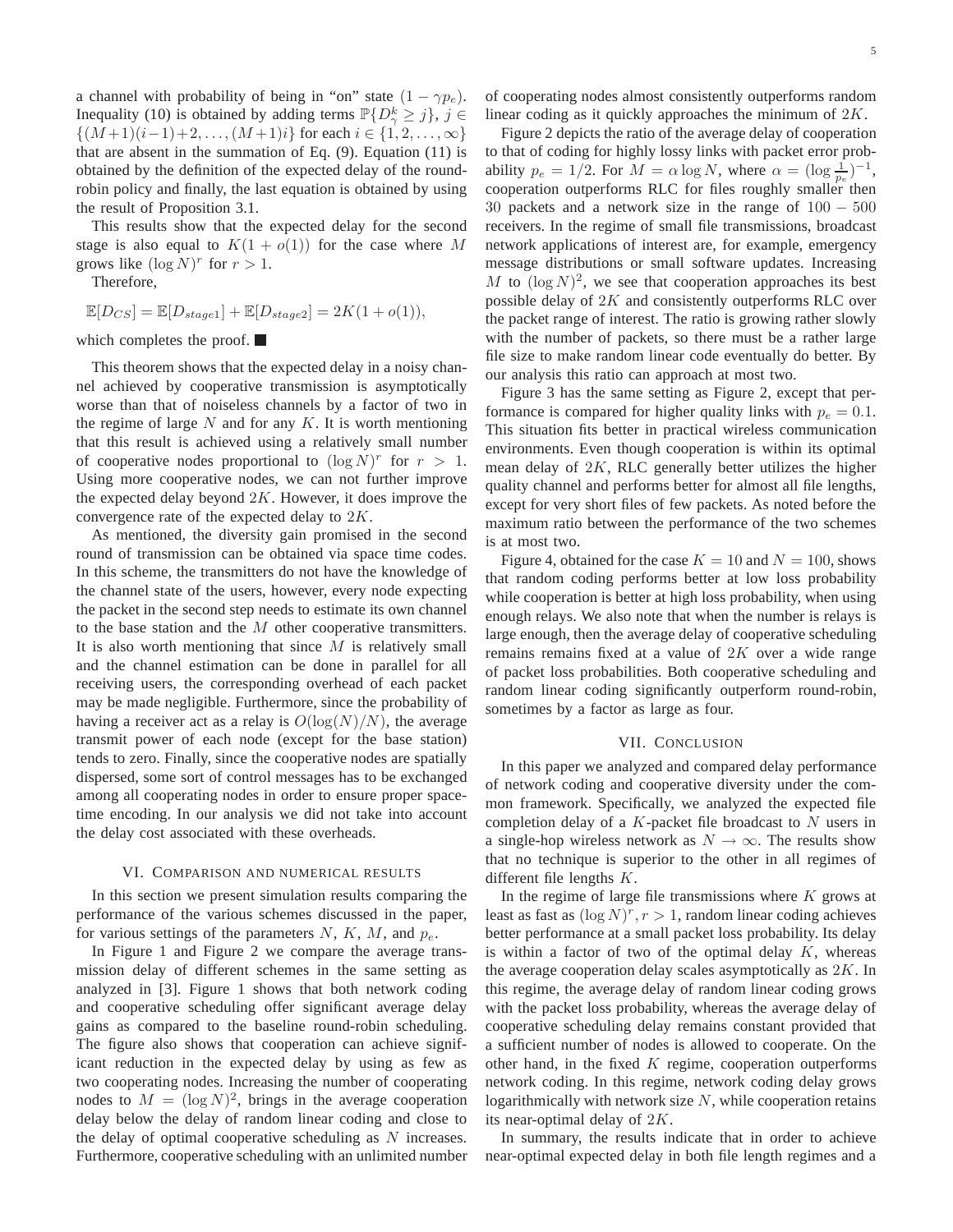a channel with probability of being in "on" state $(1 - \gamma p_e)$. Inequality (10) is obtained by adding terms $\mathbb{P}\{D_\gamma^k \geq j\}$, $j \in \{(M+1)(i-1)+2, \ldots, (M+1)i\}$ for each $i \in \{1, 2, \ldots, \infty\}$ that are absent in the summation of Eq. (9). Equation (11) is obtained by the definition of the expected delay of the round-robin policy and finally, the last equation is obtained by using the result of Proposition 3.1.

This results show that the expected delay for the second stage is also equal to $K(1 + o(1))$ for the case where $M$ grows like $(\log N)^r$ for $r > 1$.

Therefore,

$$\mathbb{E}[D_{CS}] = \mathbb{E}[D_{stage1}] + \mathbb{E}[D_{stage2}] = 2K(1 + o(1)),$$

which completes the proof. ■

This theorem shows that the expected delay in a noisy channel achieved by cooperative transmission is asymptotically worse than that of noiseless channels by a factor of two in the regime of large $N$ and for any $K$. It is worth mentioning that this result is achieved using a relatively small number of cooperative nodes proportional to $(\log N)^r$ for $r > 1$. Using more cooperative nodes, we can not further improve the expected delay beyond $2K$. However, it does improve the convergence rate of the expected delay to $2K$.

As mentioned, the diversity gain promised in the second round of transmission can be obtained via space time codes. In this scheme, the transmitters do not have the knowledge of the channel state of the users, however, every node expecting the packet in the second step needs to estimate its own channel to the base station and the $M$ other cooperative transmitters. It is also worth mentioning that since $M$ is relatively small and the channel estimation can be done in parallel for all receiving users, the corresponding overhead of each packet may be made negligible. Furthermore, since the probability of having a receiver act as a relay is $O(\log(N)/N)$, the average transmit power of each node (except for the base station) tends to zero. Finally, since the cooperative nodes are spatially dispersed, some sort of control messages has to be exchanged among all cooperating nodes in order to ensure proper space-time encoding. In our analysis we did not take into account the delay cost associated with these overheads.

## VI. Comparison and numerical results

In this section we present simulation results comparing the performance of the various schemes discussed in the paper, for various settings of the parameters $N$, $K$, $M$, and $p_e$.

In Figure 1 and Figure 2 we compare the average transmission delay of different schemes in the same setting as analyzed in [3]. Figure 1 shows that both network coding and cooperative scheduling offer significant average delay gains as compared to the baseline round-robin scheduling. The figure also shows that cooperation can achieve significant reduction in the expected delay by using as few as two cooperating nodes. Increasing the number of cooperating nodes to $M = (\log N)^2$, brings in the average cooperation delay below the delay of random linear coding and close to the delay of optimal cooperative scheduling as $N$ increases. Furthermore, cooperative scheduling with an unlimited number of cooperating nodes almost consistently outperforms random linear coding as it quickly approaches the minimum of $2K$.

Figure 2 depicts the ratio of the average delay of cooperation to that of coding for highly lossy links with packet error probability $p_e = 1/2$. For $M = \alpha \log N$, where $\alpha = (\log \frac{1}{p_e})^{-1}$, cooperation outperforms RLC for files roughly smaller then 30 packets and a network size in the range of $100 - 500$ receivers. In the regime of small file transmissions, broadcast network applications of interest are, for example, emergency message distributions or small software updates. Increasing $M$ to $(\log N)^2$, we see that cooperation approaches its best possible delay of $2K$ and consistently outperforms RLC over the packet range of interest. The ratio is growing rather slowly with the number of packets, so there must be a rather large file size to make random linear code eventually do better. By our analysis this ratio can approach at most two.

Figure 3 has the same setting as Figure 2, except that performance is compared for higher quality links with $p_e = 0.1$. This situation fits better in practical wireless communication environments. Even though cooperation is within its optimal mean delay of $2K$, RLC generally better utilizes the higher quality channel and performs better for almost all file lengths, except for very short files of few packets. As noted before the maximum ratio between the performance of the two schemes is at most two.

Figure 4, obtained for the case $K = 10$ and $N = 100$, shows that random coding performs better at low loss probability while cooperation is better at high loss probability, when using enough relays. We also note that when the number is relays is large enough, then the average delay of cooperative scheduling remains remains fixed at a value of $2K$ over a wide range of packet loss probabilities. Both cooperative scheduling and random linear coding significantly outperform round-robin, sometimes by a factor as large as four.

## VII. Conclusion

In this paper we analyzed and compared delay performance of network coding and cooperative diversity under the common framework. Specifically, we analyzed the expected file completion delay of a $K$-packet file broadcast to $N$ users in a single-hop wireless network as $N \to \infty$. The results show that no technique is superior to the other in all regimes of different file lengths $K$.

In the regime of large file transmissions where $K$ grows at least as fast as $(\log N)^r, r > 1$, random linear coding achieves better performance at a small packet loss probability. Its delay is within a factor of two of the optimal delay $K$, whereas the average cooperation delay scales asymptotically as $2K$. In this regime, the average delay of random linear coding grows with the packet loss probability, whereas the average delay of cooperative scheduling delay remains constant provided that a sufficient number of nodes is allowed to cooperate. On the other hand, in the fixed $K$ regime, cooperation outperforms network coding. In this regime, network coding delay grows logarithmically with network size $N$, while cooperation retains its near-optimal delay of $2K$.

In summary, the results indicate that in order to achieve near-optimal expected delay in both file length regimes and a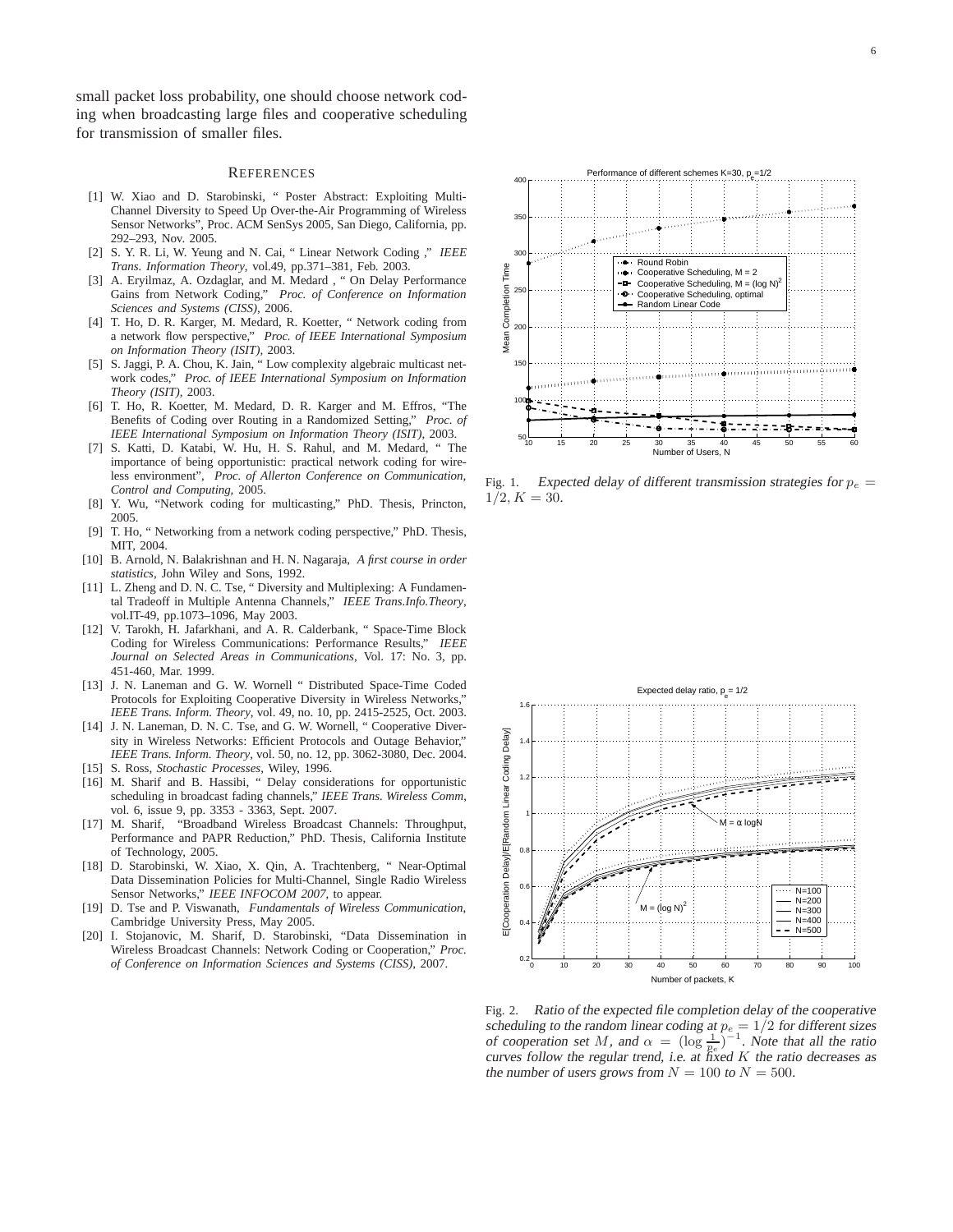small packet loss probability, one should choose network coding when broadcasting large files and cooperative scheduling for transmission of smaller files.

## References

[1] W. Xiao and D. Starobinski, " Poster Abstract: Exploiting Multi-Channel Diversity to Speed Up Over-the-Air Programming of Wireless Sensor Networks", Proc. ACM SenSys 2005, San Diego, California, pp. 292–293, Nov. 2005.

[2] S. Y. R. Li, W. Yeung and N. Cai, " Linear Network Coding ," *IEEE Trans. Information Theory*, vol.49, pp.371–381, Feb. 2003.

[3] A. Eryilmaz, A. Ozdaglar, and M. Medard , " On Delay Performance Gains from Network Coding," *Proc. of Conference on Information Sciences and Systems (CISS)*, 2006.

[4] T. Ho, D. R. Karger, M. Medard, R. Koetter, " Network coding from a network flow perspective," *Proc. of IEEE International Symposium on Information Theory (ISIT)*, 2003.

[5] S. Jaggi, P. A. Chou, K. Jain, " Low complexity algebraic multicast network codes," *Proc. of IEEE International Symposium on Information Theory (ISIT)*, 2003.

[6] T. Ho, R. Koetter, M. Medard, D. R. Karger and M. Effros, "The Benefits of Coding over Routing in a Randomized Setting," *Proc. of IEEE International Symposium on Information Theory (ISIT)*, 2003.

[7] S. Katti, D. Katabi, W. Hu, H. S. Rahul, and M. Medard, " The importance of being opportunistic: practical network coding for wireless environment", *Proc. of Allerton Conference on Communication, Control and Computing*, 2005.

[8] Y. Wu, "Network coding for multicasting," PhD. Thesis, Princton, 2005.

[9] T. Ho, " Networking from a network coding perspective," PhD. Thesis, MIT, 2004.

[10] B. Arnold, N. Balakrishnan and H. N. Nagaraja, *A first course in order statistics*, John Wiley and Sons, 1992.

[11] L. Zheng and D. N. C. Tse, " Diversity and Multiplexing: A Fundamental Tradeoff in Multiple Antenna Channels," *IEEE Trans.Info.Theory*, vol.IT-49, pp.1073–1096, May 2003.

[12] V. Tarokh, H. Jafarkhani, and A. R. Calderbank, " Space-Time Block Coding for Wireless Communications: Performance Results," *IEEE Journal on Selected Areas in Communications*, Vol. 17: No. 3, pp. 451-460, Mar. 1999.

[13] J. N. Laneman and G. W. Wornell " Distributed Space-Time Coded Protocols for Exploiting Cooperative Diversity in Wireless Networks," *IEEE Trans. Inform. Theory*, vol. 49, no. 10, pp. 2415-2525, Oct. 2003.

[14] J. N. Laneman, D. N. C. Tse, and G. W. Wornell, " Cooperative Diversity in Wireless Networks: Efficient Protocols and Outage Behavior," *IEEE Trans. Inform. Theory*, vol. 50, no. 12, pp. 3062-3080, Dec. 2004.

[15] S. Ross, *Stochastic Processes*, Wiley, 1996.

[16] M. Sharif and B. Hassibi, " Delay considerations for opportunistic scheduling in broadcast fading channels," *IEEE Trans. Wireless Comm*, vol. 6, issue 9, pp. 3353 - 3363, Sept. 2007.

[17] M. Sharif, "Broadband Wireless Broadcast Channels: Throughput, Performance and PAPR Reduction," PhD. Thesis, California Institute of Technology, 2005.

[18] D. Starobinski, W. Xiao, X. Qin, A. Trachtenberg, " Near-Optimal Data Dissemination Policies for Multi-Channel, Single Radio Wireless Sensor Networks," *IEEE INFOCOM 2007*, to appear.

[19] D. Tse and P. Viswanath, *Fundamentals of Wireless Communication*, Cambridge University Press, May 2005.

[20] I. Stojanovic, M. Sharif, D. Starobinski, "Data Dissemination in Wireless Broadcast Channels: Network Coding or Cooperation," *Proc. of Conference on Information Sciences and Systems (CISS)*, 2007.

Fig. 1. *Expected delay of different transmission strategies for $p_e = 1/2, K = 30$.*

Fig. 2. *Ratio of the expected file completion delay of the cooperative scheduling to the random linear coding at $p_e = 1/2$ for different sizes of cooperation set $M$, and $\alpha = (\log \frac{1}{p_e})^{-1}$. Note that all the ratio curves follow the regular trend, i.e. at fixed $K$ the ratio decreases as the number of users grows from $N = 100$ to $N = 500$.*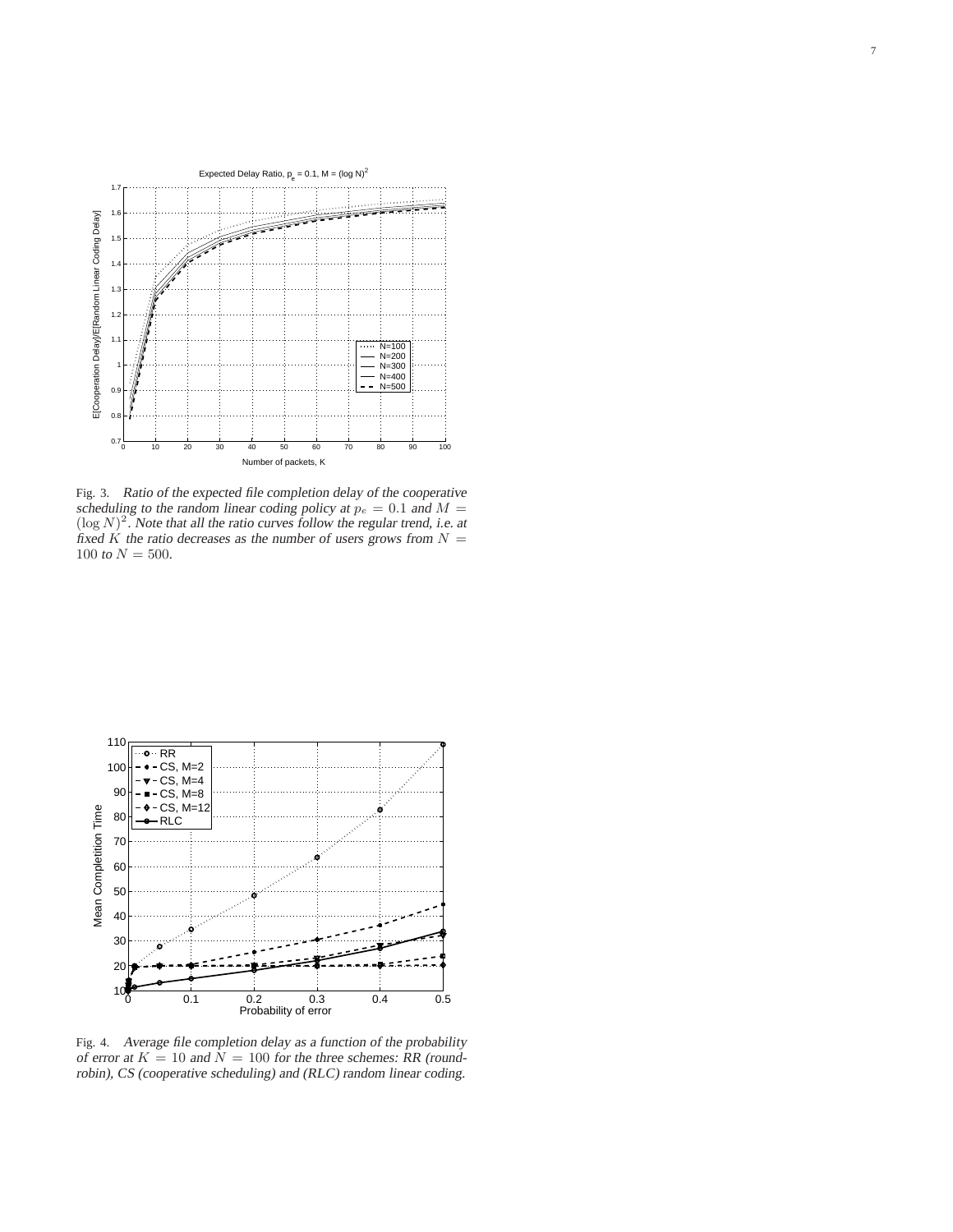Expected Delay Ratio, $p_e$ = 0.1, M = (log N)$^2$

E[Cooperation Delay]/E[Random Linear Coding Delay]

1.7
1.6
1.5
1.4
1.3
1.2
1.1
1
0.9
0.8
0.7

0 10 20 30 40 50 60 70 80 90 100

Number of packets, K

N=100
N=200
N=300
N=400
N=500

Fig. 3. *Ratio of the expected file completion delay of the cooperative scheduling to the random linear coding policy at $p_e = 0.1$ and $M = (\log N)^2$. Note that all the ratio curves follow the regular trend, i.e. at fixed $K$ the ratio decreases as the number of users grows from $N = 100$ to $N = 500$.*

Mean Completion Time

110
100
90
80
70
60
50
40
30
20
10

0 0.1 0.2 0.3 0.4 0.5

Probability of error

RR
CS, M=2
CS, M=4
CS, M=8
CS, M=12
RLC

Fig. 4. *Average file completion delay as a function of the probability of error at $K = 10$ and $N = 100$ for the three schemes: RR (round-robin), CS (cooperative scheduling) and (RLC) random linear coding.*